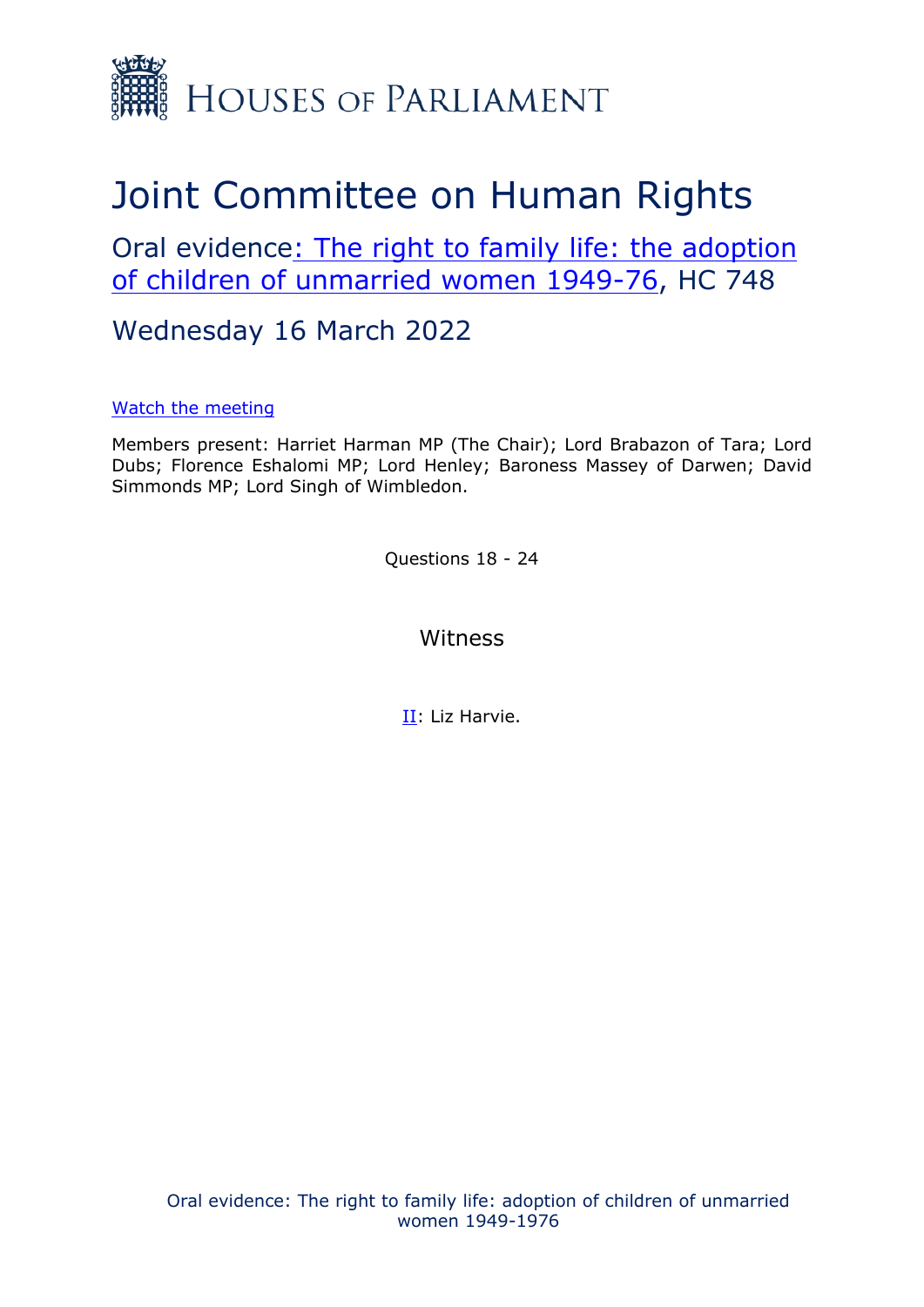HOUSES OF PARLIAMENT

# Joint Committee on Human Rights

## Oral evidence: The right to family life: the adoption of children of unmarried women 1949-76, HC 748

## Wednesday 16 March 2022

Watch the meeting

Members present: Harriet Harman MP (The Chair); Lord Brabazon of Tara; Lord Dubs; Florence Eshalomi MP; Lord Henley; Baroness Massey of Darwen; David Simmonds MP; Lord Singh of Wimbledon.

Questions 18 - 24

### Witness

II: Liz Harvie.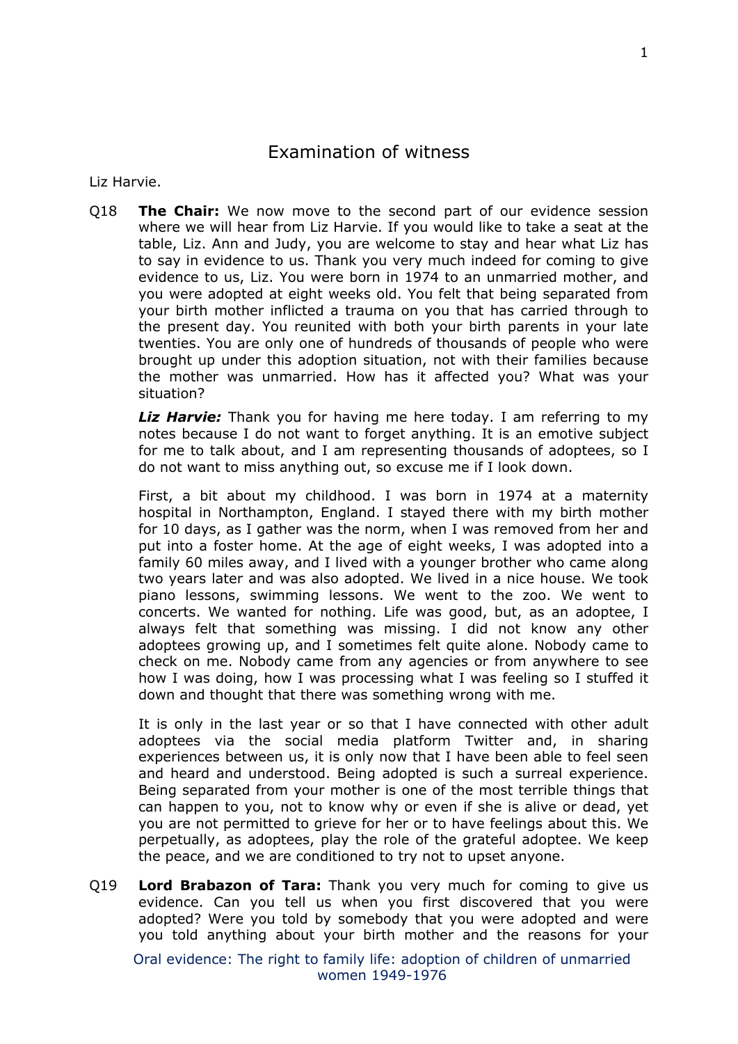# Examination of witness

Liz Harvie.

Q18 **The Chair:** We now move to the second part of our evidence session where we will hear from Liz Harvie. If you would like to take a seat at the table, Liz. Ann and Judy, you are welcome to stay and hear what Liz has to say in evidence to us. Thank you very much indeed for coming to give evidence to us, Liz. You were born in 1974 to an unmarried mother, and you were adopted at eight weeks old. You felt that being separated from your birth mother inflicted a trauma on you that has carried through to the present day. You reunited with both your birth parents in your late twenties. You are only one of hundreds of thousands of people who were brought up under this adoption situation, not with their families because the mother was unmarried. How has it affected you? What was your situation?

***Liz Harvie:*** Thank you for having me here today. I am referring to my notes because I do not want to forget anything. It is an emotive subject for me to talk about, and I am representing thousands of adoptees, so I do not want to miss anything out, so excuse me if I look down.

First, a bit about my childhood. I was born in 1974 at a maternity hospital in Northampton, England. I stayed there with my birth mother for 10 days, as I gather was the norm, when I was removed from her and put into a foster home. At the age of eight weeks, I was adopted into a family 60 miles away, and I lived with a younger brother who came along two years later and was also adopted. We lived in a nice house. We took piano lessons, swimming lessons. We went to the zoo. We went to concerts. We wanted for nothing. Life was good, but, as an adoptee, I always felt that something was missing. I did not know any other adoptees growing up, and I sometimes felt quite alone. Nobody came to check on me. Nobody came from any agencies or from anywhere to see how I was doing, how I was processing what I was feeling so I stuffed it down and thought that there was something wrong with me.

It is only in the last year or so that I have connected with other adult adoptees via the social media platform Twitter and, in sharing experiences between us, it is only now that I have been able to feel seen and heard and understood. Being adopted is such a surreal experience. Being separated from your mother is one of the most terrible things that can happen to you, not to know why or even if she is alive or dead, yet you are not permitted to grieve for her or to have feelings about this. We perpetually, as adoptees, play the role of the grateful adoptee. We keep the peace, and we are conditioned to try not to upset anyone.

Q19 **Lord Brabazon of Tara:** Thank you very much for coming to give us evidence. Can you tell us when you first discovered that you were adopted? Were you told by somebody that you were adopted and were you told anything about your birth mother and the reasons for your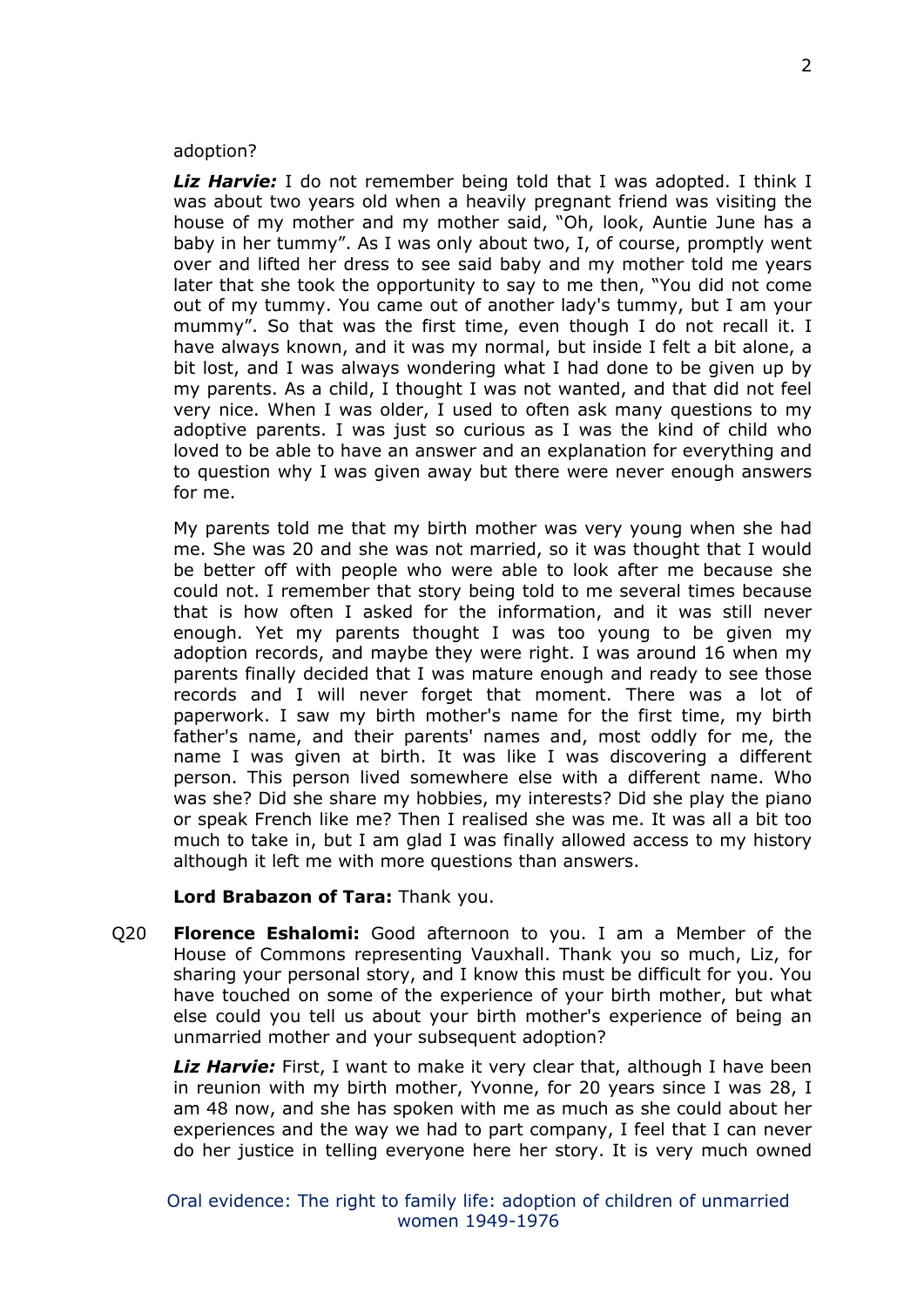adoption?

***Liz Harvie:*** I do not remember being told that I was adopted. I think I was about two years old when a heavily pregnant friend was visiting the house of my mother and my mother said, "Oh, look, Auntie June has a baby in her tummy". As I was only about two, I, of course, promptly went over and lifted her dress to see said baby and my mother told me years later that she took the opportunity to say to me then, "You did not come out of my tummy. You came out of another lady's tummy, but I am your mummy". So that was the first time, even though I do not recall it. I have always known, and it was my normal, but inside I felt a bit alone, a bit lost, and I was always wondering what I had done to be given up by my parents. As a child, I thought I was not wanted, and that did not feel very nice. When I was older, I used to often ask many questions to my adoptive parents. I was just so curious as I was the kind of child who loved to be able to have an answer and an explanation for everything and to question why I was given away but there were never enough answers for me.

My parents told me that my birth mother was very young when she had me. She was 20 and she was not married, so it was thought that I would be better off with people who were able to look after me because she could not. I remember that story being told to me several times because that is how often I asked for the information, and it was still never enough. Yet my parents thought I was too young to be given my adoption records, and maybe they were right. I was around 16 when my parents finally decided that I was mature enough and ready to see those records and I will never forget that moment. There was a lot of paperwork. I saw my birth mother's name for the first time, my birth father's name, and their parents' names and, most oddly for me, the name I was given at birth. It was like I was discovering a different person. This person lived somewhere else with a different name. Who was she? Did she share my hobbies, my interests? Did she play the piano or speak French like me? Then I realised she was me. It was all a bit too much to take in, but I am glad I was finally allowed access to my history although it left me with more questions than answers.

**Lord Brabazon of Tara:** Thank you.

Q20 **Florence Eshalomi:** Good afternoon to you. I am a Member of the House of Commons representing Vauxhall. Thank you so much, Liz, for sharing your personal story, and I know this must be difficult for you. You have touched on some of the experience of your birth mother, but what else could you tell us about your birth mother's experience of being an unmarried mother and your subsequent adoption?

***Liz Harvie:*** First, I want to make it very clear that, although I have been in reunion with my birth mother, Yvonne, for 20 years since I was 28, I am 48 now, and she has spoken with me as much as she could about her experiences and the way we had to part company, I feel that I can never do her justice in telling everyone here her story. It is very much owned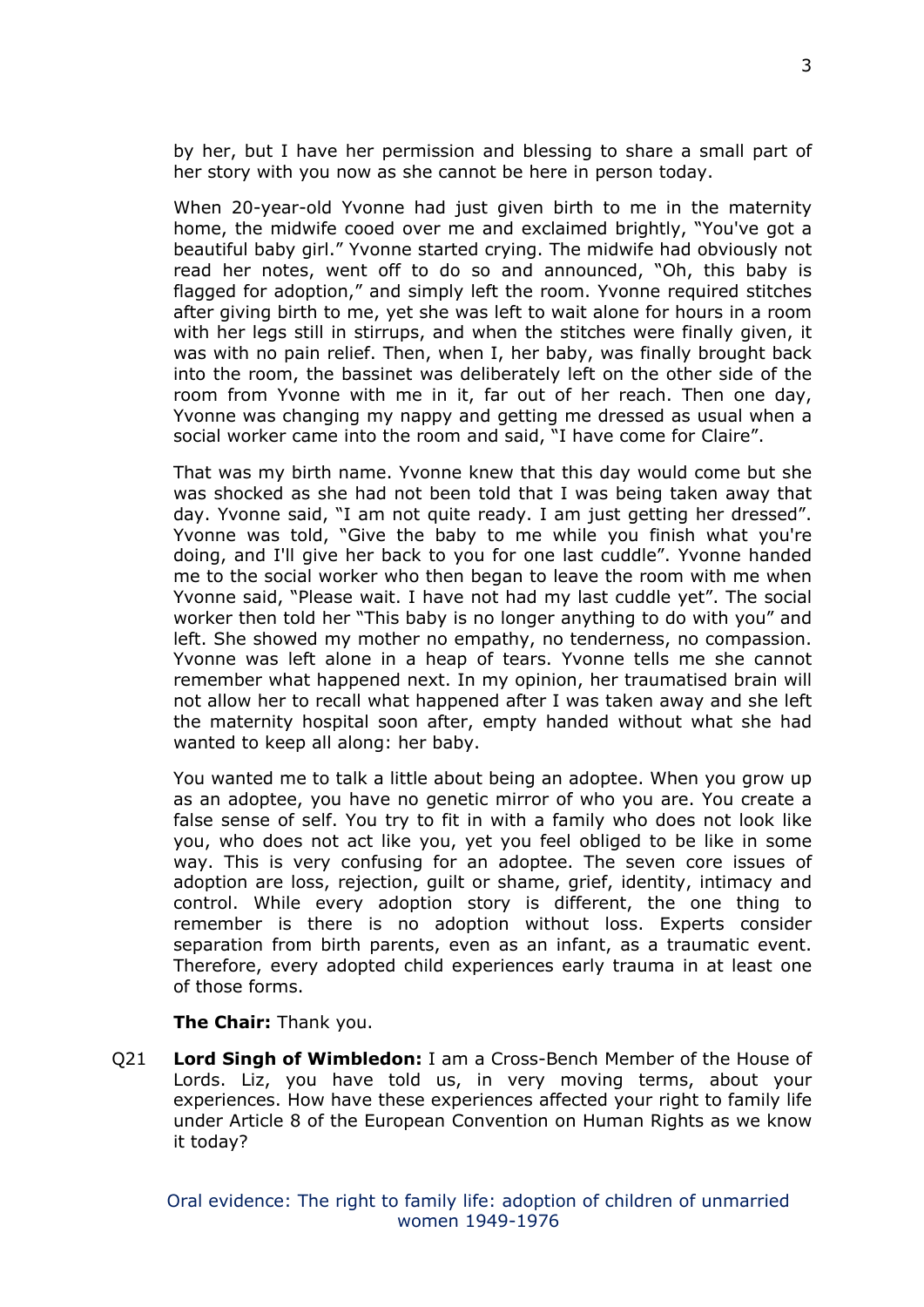by her, but I have her permission and blessing to share a small part of her story with you now as she cannot be here in person today.

When 20-year-old Yvonne had just given birth to me in the maternity home, the midwife cooed over me and exclaimed brightly, "You've got a beautiful baby girl." Yvonne started crying. The midwife had obviously not read her notes, went off to do so and announced, "Oh, this baby is flagged for adoption," and simply left the room. Yvonne required stitches after giving birth to me, yet she was left to wait alone for hours in a room with her legs still in stirrups, and when the stitches were finally given, it was with no pain relief. Then, when I, her baby, was finally brought back into the room, the bassinet was deliberately left on the other side of the room from Yvonne with me in it, far out of her reach. Then one day, Yvonne was changing my nappy and getting me dressed as usual when a social worker came into the room and said, "I have come for Claire".

That was my birth name. Yvonne knew that this day would come but she was shocked as she had not been told that I was being taken away that day. Yvonne said, "I am not quite ready. I am just getting her dressed". Yvonne was told, "Give the baby to me while you finish what you're doing, and I'll give her back to you for one last cuddle". Yvonne handed me to the social worker who then began to leave the room with me when Yvonne said, "Please wait. I have not had my last cuddle yet". The social worker then told her "This baby is no longer anything to do with you" and left. She showed my mother no empathy, no tenderness, no compassion. Yvonne was left alone in a heap of tears. Yvonne tells me she cannot remember what happened next. In my opinion, her traumatised brain will not allow her to recall what happened after I was taken away and she left the maternity hospital soon after, empty handed without what she had wanted to keep all along: her baby.

You wanted me to talk a little about being an adoptee. When you grow up as an adoptee, you have no genetic mirror of who you are. You create a false sense of self. You try to fit in with a family who does not look like you, who does not act like you, yet you feel obliged to be like in some way. This is very confusing for an adoptee. The seven core issues of adoption are loss, rejection, guilt or shame, grief, identity, intimacy and control. While every adoption story is different, the one thing to remember is there is no adoption without loss. Experts consider separation from birth parents, even as an infant, as a traumatic event. Therefore, every adopted child experiences early trauma in at least one of those forms.

**The Chair:** Thank you.

Q21 **Lord Singh of Wimbledon:** I am a Cross-Bench Member of the House of Lords. Liz, you have told us, in very moving terms, about your experiences. How have these experiences affected your right to family life under Article 8 of the European Convention on Human Rights as we know it today?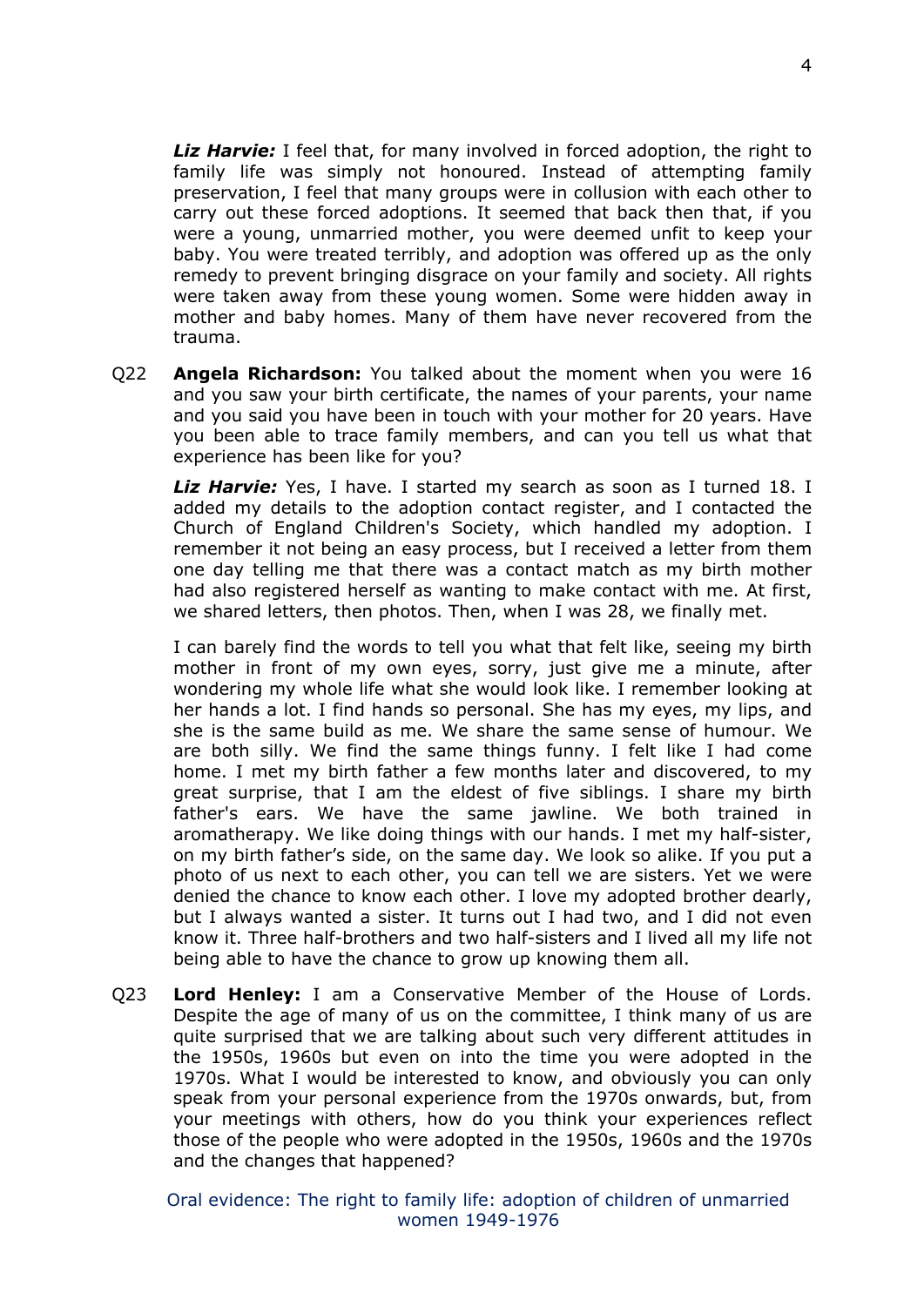***Liz Harvie:*** I feel that, for many involved in forced adoption, the right to family life was simply not honoured. Instead of attempting family preservation, I feel that many groups were in collusion with each other to carry out these forced adoptions. It seemed that back then that, if you were a young, unmarried mother, you were deemed unfit to keep your baby. You were treated terribly, and adoption was offered up as the only remedy to prevent bringing disgrace on your family and society. All rights were taken away from these young women. Some were hidden away in mother and baby homes. Many of them have never recovered from the trauma.

Q22 **Angela Richardson:** You talked about the moment when you were 16 and you saw your birth certificate, the names of your parents, your name and you said you have been in touch with your mother for 20 years. Have you been able to trace family members, and can you tell us what that experience has been like for you?

***Liz Harvie:*** Yes, I have. I started my search as soon as I turned 18. I added my details to the adoption contact register, and I contacted the Church of England Children's Society, which handled my adoption. I remember it not being an easy process, but I received a letter from them one day telling me that there was a contact match as my birth mother had also registered herself as wanting to make contact with me. At first, we shared letters, then photos. Then, when I was 28, we finally met.

I can barely find the words to tell you what that felt like, seeing my birth mother in front of my own eyes, sorry, just give me a minute, after wondering my whole life what she would look like. I remember looking at her hands a lot. I find hands so personal. She has my eyes, my lips, and she is the same build as me. We share the same sense of humour. We are both silly. We find the same things funny. I felt like I had come home. I met my birth father a few months later and discovered, to my great surprise, that I am the eldest of five siblings. I share my birth father's ears. We have the same jawline. We both trained in aromatherapy. We like doing things with our hands. I met my half-sister, on my birth father's side, on the same day. We look so alike. If you put a photo of us next to each other, you can tell we are sisters. Yet we were denied the chance to know each other. I love my adopted brother dearly, but I always wanted a sister. It turns out I had two, and I did not even know it. Three half-brothers and two half-sisters and I lived all my life not being able to have the chance to grow up knowing them all.

Q23 **Lord Henley:** I am a Conservative Member of the House of Lords. Despite the age of many of us on the committee, I think many of us are quite surprised that we are talking about such very different attitudes in the 1950s, 1960s but even on into the time you were adopted in the 1970s. What I would be interested to know, and obviously you can only speak from your personal experience from the 1970s onwards, but, from your meetings with others, how do you think your experiences reflect those of the people who were adopted in the 1950s, 1960s and the 1970s and the changes that happened?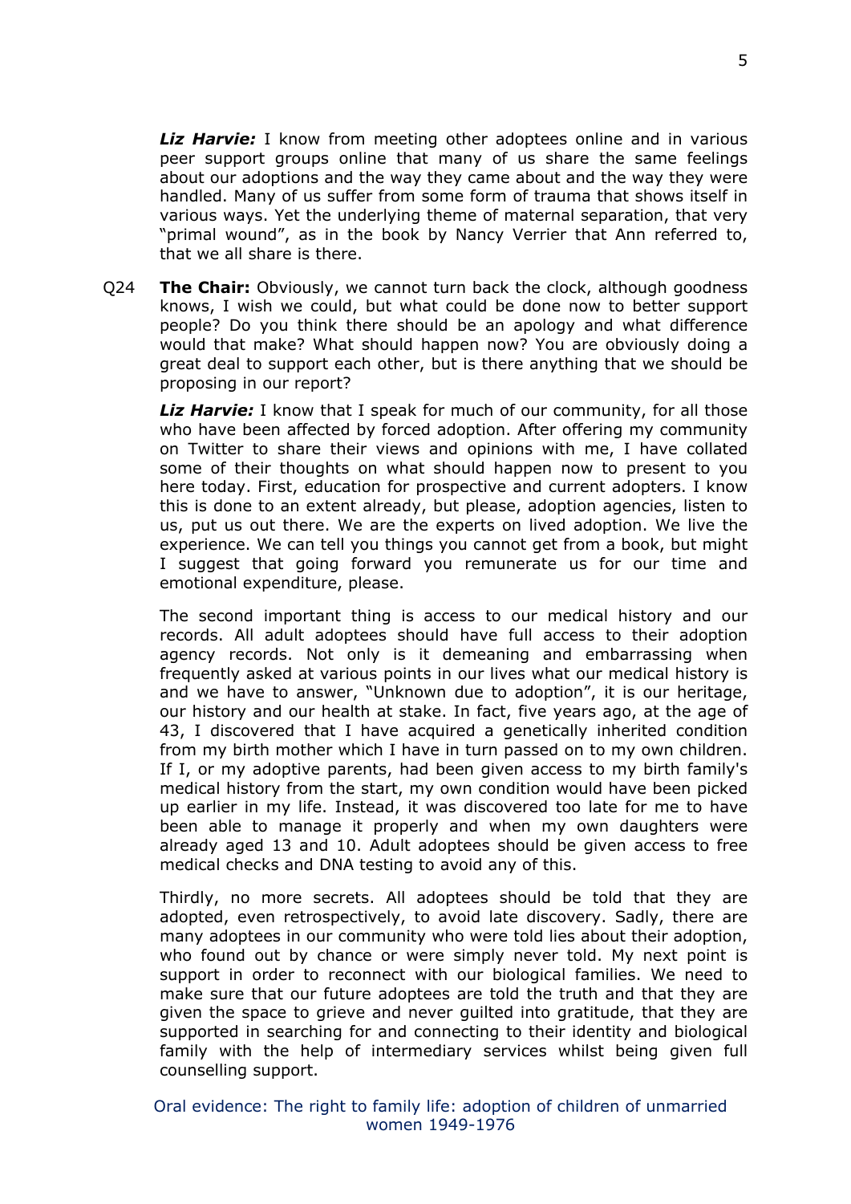***Liz Harvie:*** I know from meeting other adoptees online and in various peer support groups online that many of us share the same feelings about our adoptions and the way they came about and the way they were handled. Many of us suffer from some form of trauma that shows itself in various ways. Yet the underlying theme of maternal separation, that very "primal wound", as in the book by Nancy Verrier that Ann referred to, that we all share is there.

Q24 **The Chair:** Obviously, we cannot turn back the clock, although goodness knows, I wish we could, but what could be done now to better support people? Do you think there should be an apology and what difference would that make? What should happen now? You are obviously doing a great deal to support each other, but is there anything that we should be proposing in our report?

***Liz Harvie:*** I know that I speak for much of our community, for all those who have been affected by forced adoption. After offering my community on Twitter to share their views and opinions with me, I have collated some of their thoughts on what should happen now to present to you here today. First, education for prospective and current adopters. I know this is done to an extent already, but please, adoption agencies, listen to us, put us out there. We are the experts on lived adoption. We live the experience. We can tell you things you cannot get from a book, but might I suggest that going forward you remunerate us for our time and emotional expenditure, please.

The second important thing is access to our medical history and our records. All adult adoptees should have full access to their adoption agency records. Not only is it demeaning and embarrassing when frequently asked at various points in our lives what our medical history is and we have to answer, "Unknown due to adoption", it is our heritage, our history and our health at stake. In fact, five years ago, at the age of 43, I discovered that I have acquired a genetically inherited condition from my birth mother which I have in turn passed on to my own children. If I, or my adoptive parents, had been given access to my birth family's medical history from the start, my own condition would have been picked up earlier in my life. Instead, it was discovered too late for me to have been able to manage it properly and when my own daughters were already aged 13 and 10. Adult adoptees should be given access to free medical checks and DNA testing to avoid any of this.

Thirdly, no more secrets. All adoptees should be told that they are adopted, even retrospectively, to avoid late discovery. Sadly, there are many adoptees in our community who were told lies about their adoption, who found out by chance or were simply never told. My next point is support in order to reconnect with our biological families. We need to make sure that our future adoptees are told the truth and that they are given the space to grieve and never guilted into gratitude, that they are supported in searching for and connecting to their identity and biological family with the help of intermediary services whilst being given full counselling support.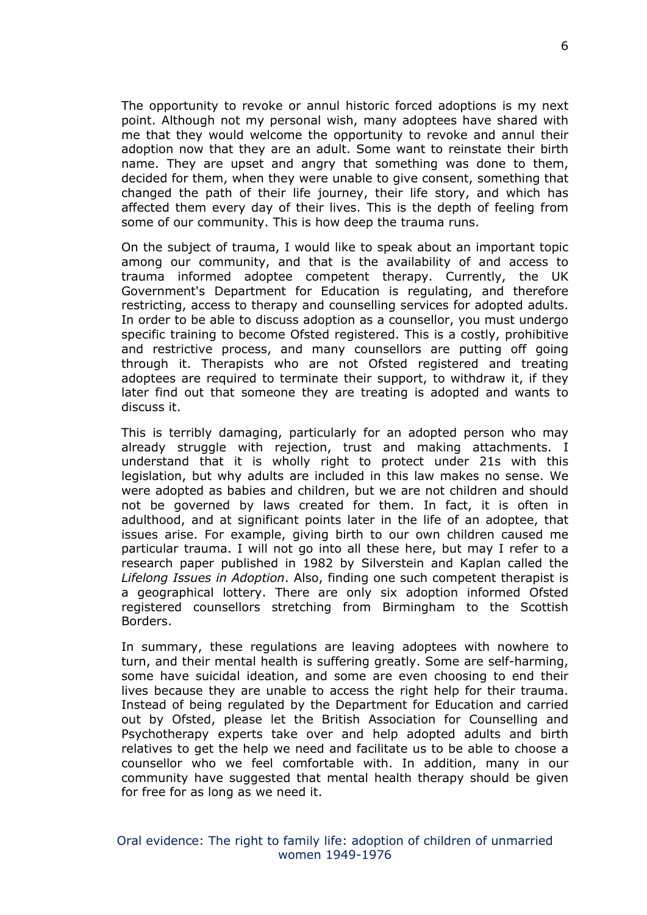The opportunity to revoke or annul historic forced adoptions is my next point. Although not my personal wish, many adoptees have shared with me that they would welcome the opportunity to revoke and annul their adoption now that they are an adult. Some want to reinstate their birth name. They are upset and angry that something was done to them, decided for them, when they were unable to give consent, something that changed the path of their life journey, their life story, and which has affected them every day of their lives. This is the depth of feeling from some of our community. This is how deep the trauma runs.

On the subject of trauma, I would like to speak about an important topic among our community, and that is the availability of and access to trauma informed adoptee competent therapy. Currently, the UK Government's Department for Education is regulating, and therefore restricting, access to therapy and counselling services for adopted adults. In order to be able to discuss adoption as a counsellor, you must undergo specific training to become Ofsted registered. This is a costly, prohibitive and restrictive process, and many counsellors are putting off going through it. Therapists who are not Ofsted registered and treating adoptees are required to terminate their support, to withdraw it, if they later find out that someone they are treating is adopted and wants to discuss it.

This is terribly damaging, particularly for an adopted person who may already struggle with rejection, trust and making attachments. I understand that it is wholly right to protect under 21s with this legislation, but why adults are included in this law makes no sense. We were adopted as babies and children, but we are not children and should not be governed by laws created for them. In fact, it is often in adulthood, and at significant points later in the life of an adoptee, that issues arise. For example, giving birth to our own children caused me particular trauma. I will not go into all these here, but may I refer to a research paper published in 1982 by Silverstein and Kaplan called the *Lifelong Issues in Adoption*. Also, finding one such competent therapist is a geographical lottery. There are only six adoption informed Ofsted registered counsellors stretching from Birmingham to the Scottish Borders.

In summary, these regulations are leaving adoptees with nowhere to turn, and their mental health is suffering greatly. Some are self-harming, some have suicidal ideation, and some are even choosing to end their lives because they are unable to access the right help for their trauma. Instead of being regulated by the Department for Education and carried out by Ofsted, please let the British Association for Counselling and Psychotherapy experts take over and help adopted adults and birth relatives to get the help we need and facilitate us to be able to choose a counsellor who we feel comfortable with. In addition, many in our community have suggested that mental health therapy should be given for free for as long as we need it.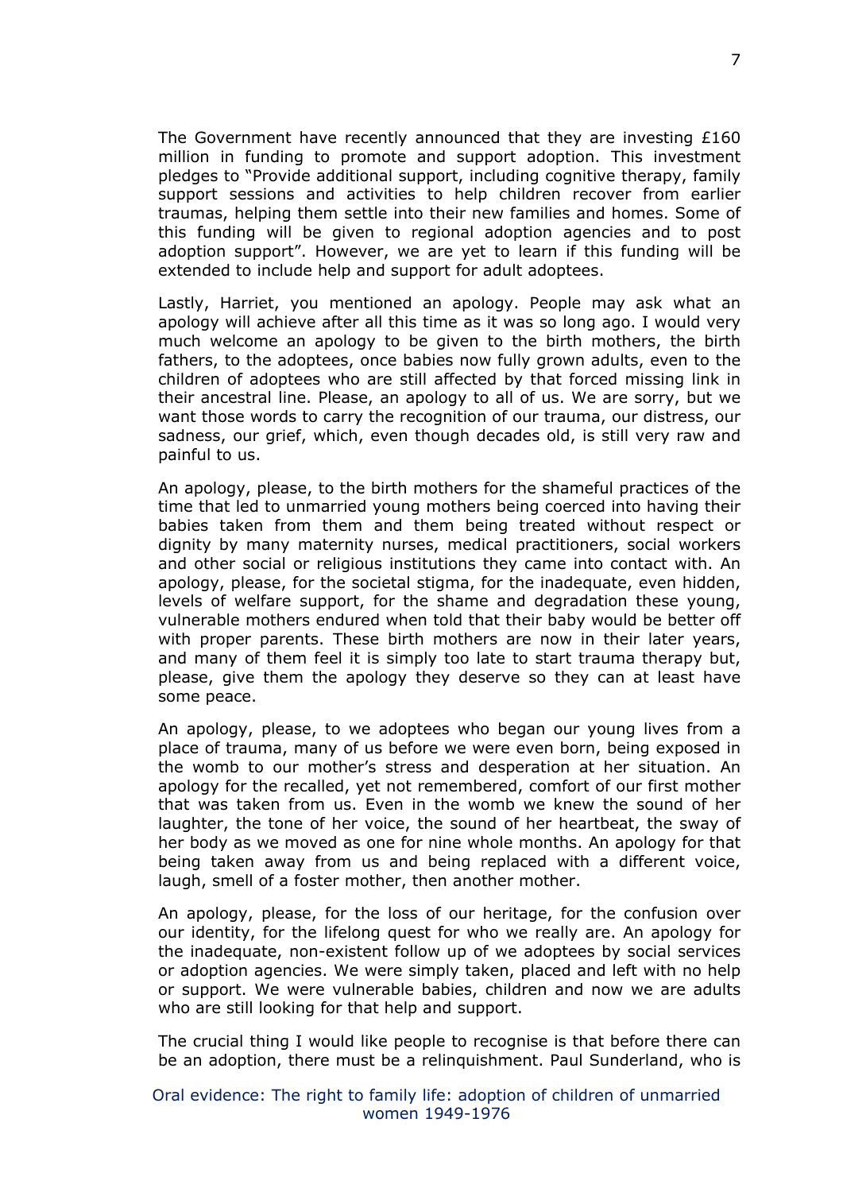The Government have recently announced that they are investing £160 million in funding to promote and support adoption. This investment pledges to "Provide additional support, including cognitive therapy, family support sessions and activities to help children recover from earlier traumas, helping them settle into their new families and homes. Some of this funding will be given to regional adoption agencies and to post adoption support". However, we are yet to learn if this funding will be extended to include help and support for adult adoptees.

Lastly, Harriet, you mentioned an apology. People may ask what an apology will achieve after all this time as it was so long ago. I would very much welcome an apology to be given to the birth mothers, the birth fathers, to the adoptees, once babies now fully grown adults, even to the children of adoptees who are still affected by that forced missing link in their ancestral line. Please, an apology to all of us. We are sorry, but we want those words to carry the recognition of our trauma, our distress, our sadness, our grief, which, even though decades old, is still very raw and painful to us.

An apology, please, to the birth mothers for the shameful practices of the time that led to unmarried young mothers being coerced into having their babies taken from them and them being treated without respect or dignity by many maternity nurses, medical practitioners, social workers and other social or religious institutions they came into contact with. An apology, please, for the societal stigma, for the inadequate, even hidden, levels of welfare support, for the shame and degradation these young, vulnerable mothers endured when told that their baby would be better off with proper parents. These birth mothers are now in their later years, and many of them feel it is simply too late to start trauma therapy but, please, give them the apology they deserve so they can at least have some peace.

An apology, please, to we adoptees who began our young lives from a place of trauma, many of us before we were even born, being exposed in the womb to our mother's stress and desperation at her situation. An apology for the recalled, yet not remembered, comfort of our first mother that was taken from us. Even in the womb we knew the sound of her laughter, the tone of her voice, the sound of her heartbeat, the sway of her body as we moved as one for nine whole months. An apology for that being taken away from us and being replaced with a different voice, laugh, smell of a foster mother, then another mother.

An apology, please, for the loss of our heritage, for the confusion over our identity, for the lifelong quest for who we really are. An apology for the inadequate, non-existent follow up of we adoptees by social services or adoption agencies. We were simply taken, placed and left with no help or support. We were vulnerable babies, children and now we are adults who are still looking for that help and support.

The crucial thing I would like people to recognise is that before there can be an adoption, there must be a relinquishment. Paul Sunderland, who is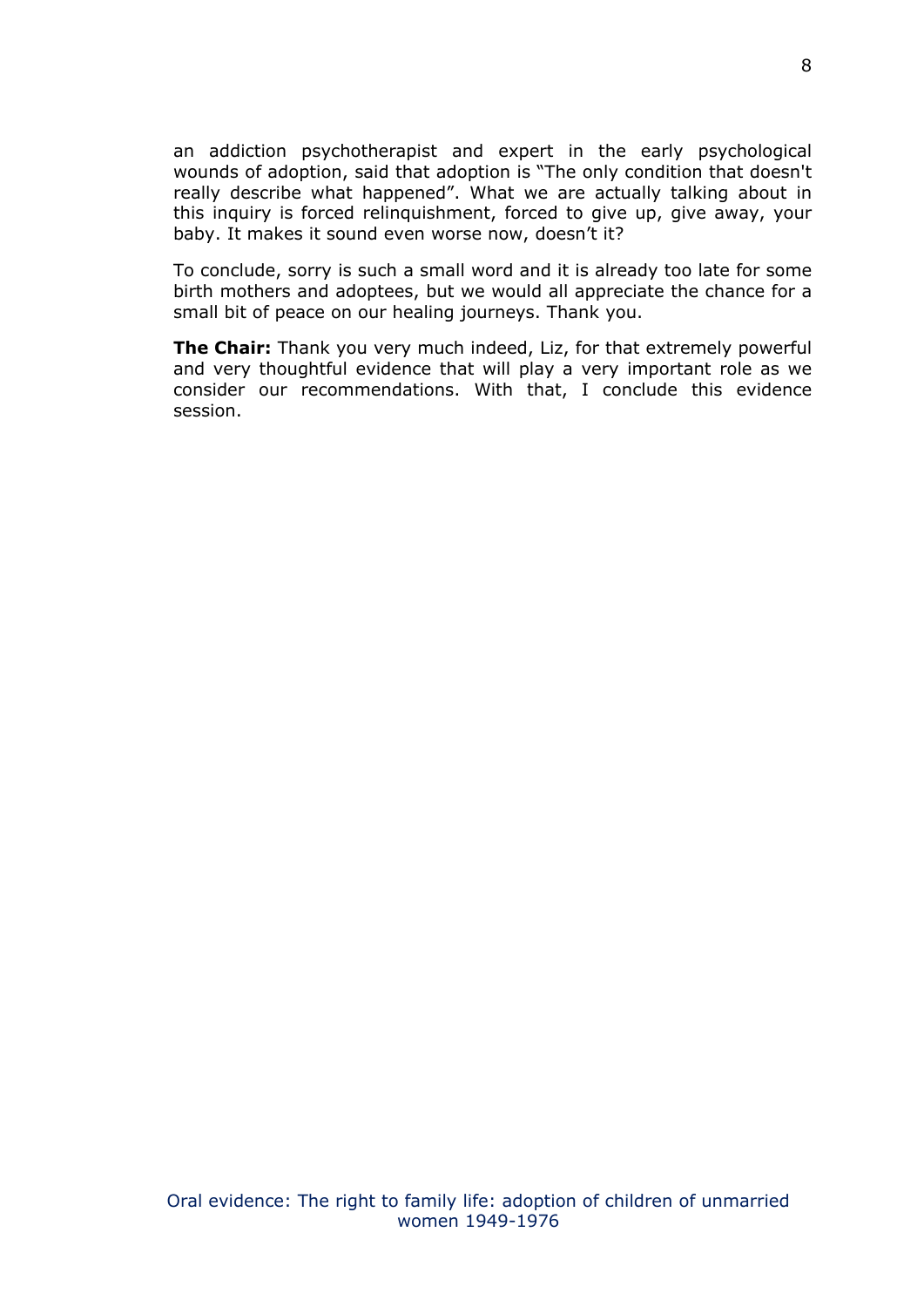an addiction psychotherapist and expert in the early psychological wounds of adoption, said that adoption is "The only condition that doesn't really describe what happened". What we are actually talking about in this inquiry is forced relinquishment, forced to give up, give away, your baby. It makes it sound even worse now, doesn't it?

To conclude, sorry is such a small word and it is already too late for some birth mothers and adoptees, but we would all appreciate the chance for a small bit of peace on our healing journeys. Thank you.

**The Chair:** Thank you very much indeed, Liz, for that extremely powerful and very thoughtful evidence that will play a very important role as we consider our recommendations. With that, I conclude this evidence session.